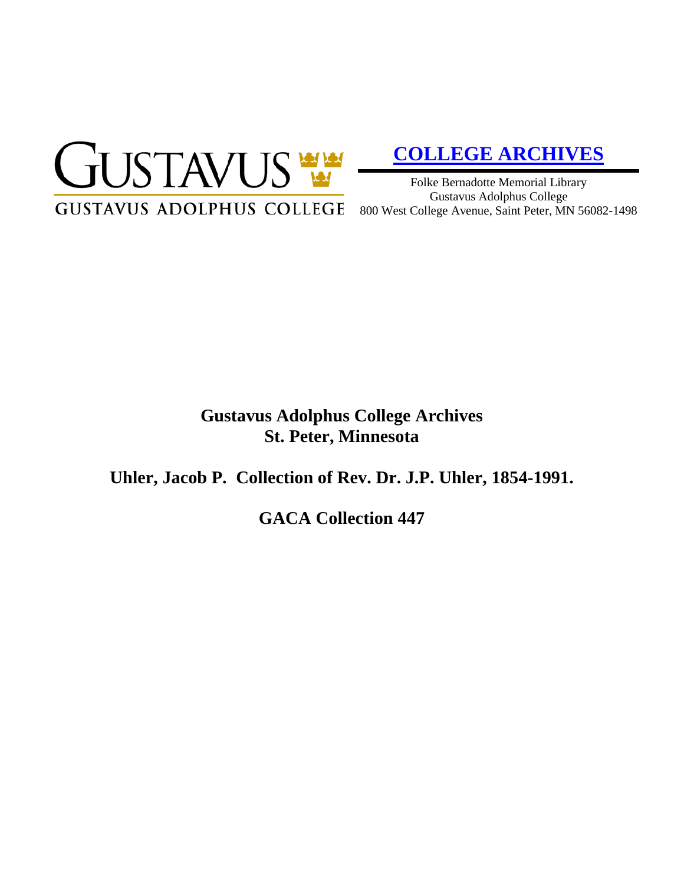GUSTAVUS

GUSTAVUS ADOLPHUS COLLEGE

**[COLLEGE ARCHIVES]**

Folke Bernadotte Memorial Library
Gustavus Adolphus College
800 West College Avenue, Saint Peter, MN 56082-1498

# Gustavus Adolphus College Archives
# St. Peter, Minnesota

## Uhler, Jacob P. Collection of Rev. Dr. J.P. Uhler, 1854-1991.

## GACA Collection 447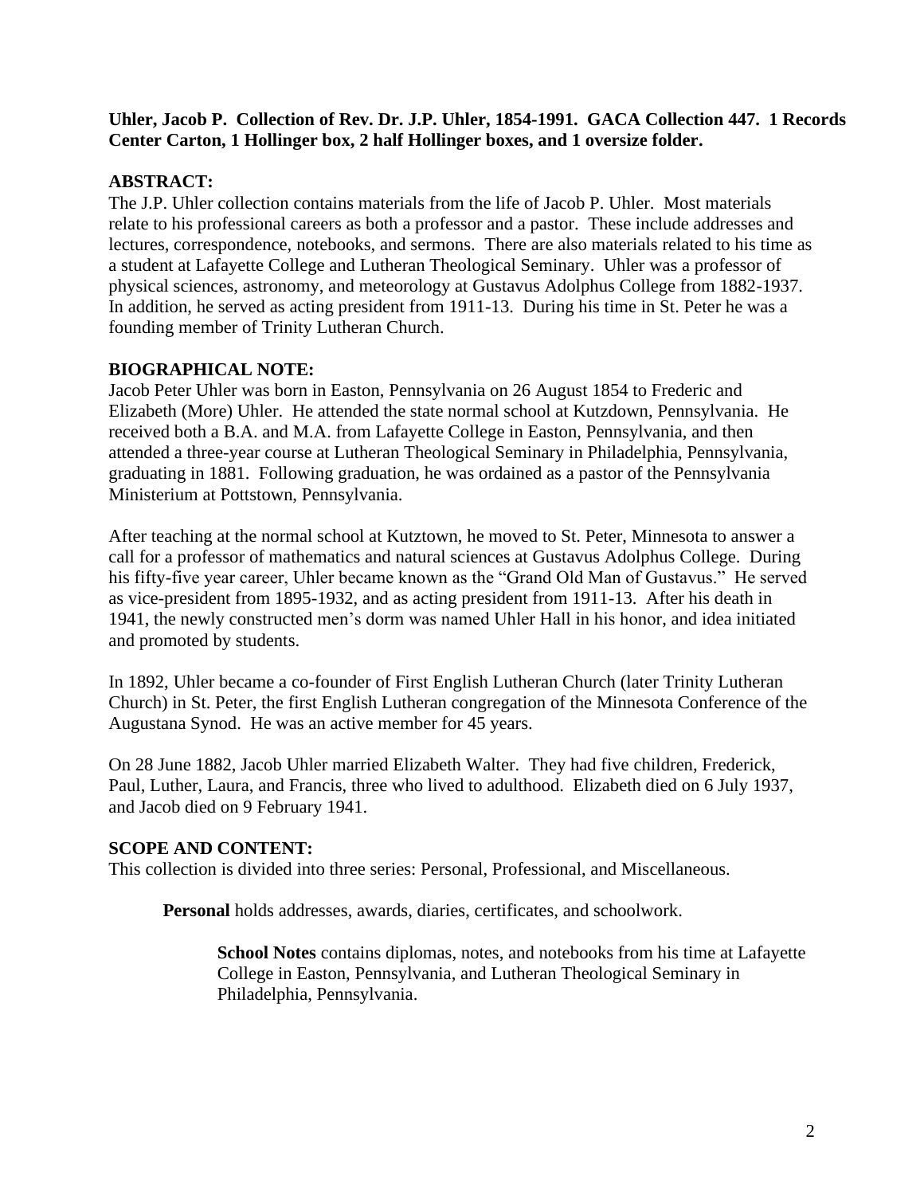**Uhler, Jacob P. Collection of Rev. Dr. J.P. Uhler, 1854-1991. GACA Collection 447. 1 Records Center Carton, 1 Hollinger box, 2 half Hollinger boxes, and 1 oversize folder.**

## ABSTRACT:

The J.P. Uhler collection contains materials from the life of Jacob P. Uhler. Most materials relate to his professional careers as both a professor and a pastor. These include addresses and lectures, correspondence, notebooks, and sermons. There are also materials related to his time as a student at Lafayette College and Lutheran Theological Seminary. Uhler was a professor of physical sciences, astronomy, and meteorology at Gustavus Adolphus College from 1882-1937. In addition, he served as acting president from 1911-13. During his time in St. Peter he was a founding member of Trinity Lutheran Church.

## BIOGRAPHICAL NOTE:

Jacob Peter Uhler was born in Easton, Pennsylvania on 26 August 1854 to Frederic and Elizabeth (More) Uhler. He attended the state normal school at Kutzdown, Pennsylvania. He received both a B.A. and M.A. from Lafayette College in Easton, Pennsylvania, and then attended a three-year course at Lutheran Theological Seminary in Philadelphia, Pennsylvania, graduating in 1881. Following graduation, he was ordained as a pastor of the Pennsylvania Ministerium at Pottstown, Pennsylvania.

After teaching at the normal school at Kutztown, he moved to St. Peter, Minnesota to answer a call for a professor of mathematics and natural sciences at Gustavus Adolphus College. During his fifty-five year career, Uhler became known as the "Grand Old Man of Gustavus." He served as vice-president from 1895-1932, and as acting president from 1911-13. After his death in 1941, the newly constructed men's dorm was named Uhler Hall in his honor, and idea initiated and promoted by students.

In 1892, Uhler became a co-founder of First English Lutheran Church (later Trinity Lutheran Church) in St. Peter, the first English Lutheran congregation of the Minnesota Conference of the Augustana Synod. He was an active member for 45 years.

On 28 June 1882, Jacob Uhler married Elizabeth Walter. They had five children, Frederick, Paul, Luther, Laura, and Francis, three who lived to adulthood. Elizabeth died on 6 July 1937, and Jacob died on 9 February 1941.

## SCOPE AND CONTENT:

This collection is divided into three series: Personal, Professional, and Miscellaneous.

**Personal** holds addresses, awards, diaries, certificates, and schoolwork.

**School Notes** contains diplomas, notes, and notebooks from his time at Lafayette College in Easton, Pennsylvania, and Lutheran Theological Seminary in Philadelphia, Pennsylvania.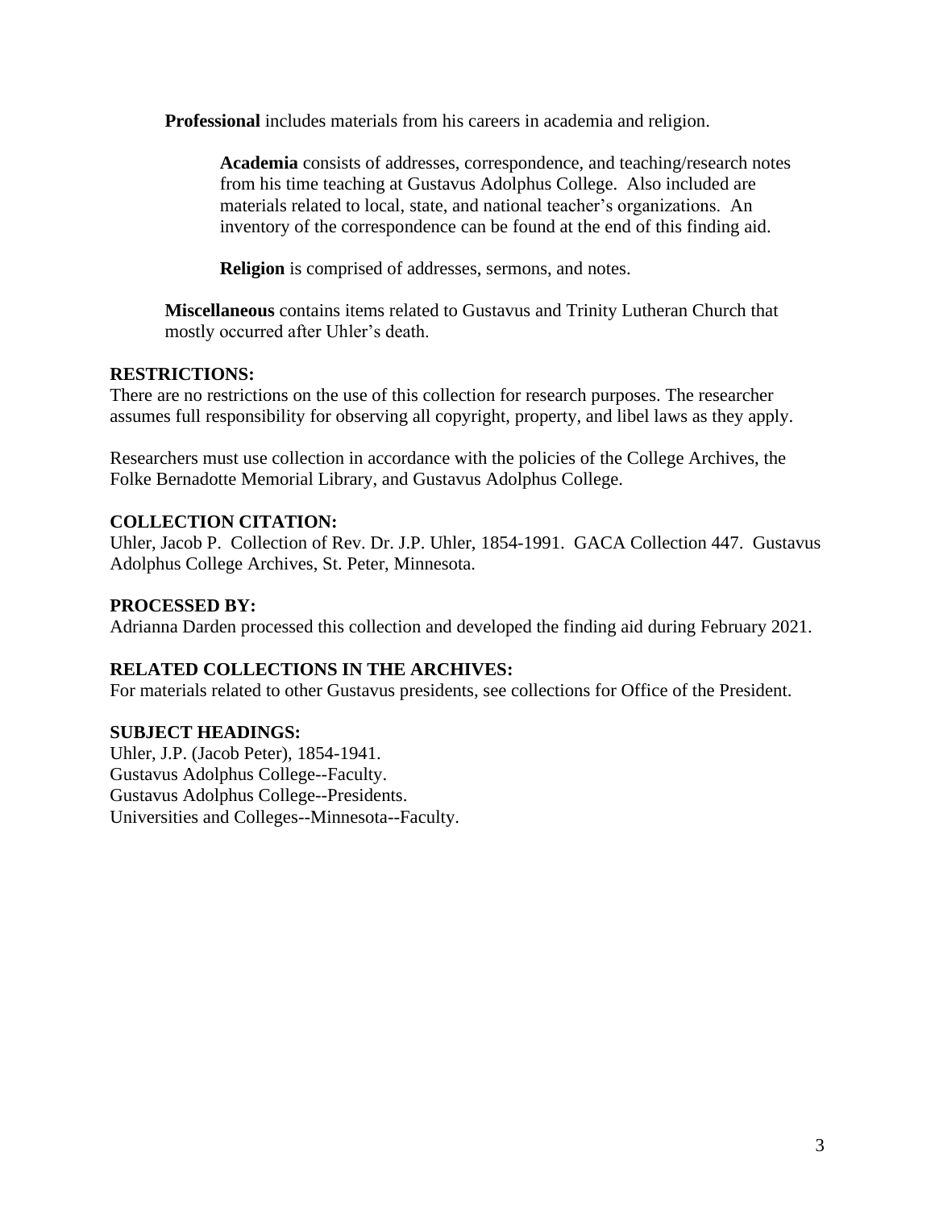**Professional** includes materials from his careers in academia and religion.

> **Academia** consists of addresses, correspondence, and teaching/research notes from his time teaching at Gustavus Adolphus College. Also included are materials related to local, state, and national teacher's organizations. An inventory of the correspondence can be found at the end of this finding aid.
>
> **Religion** is comprised of addresses, sermons, and notes.

**Miscellaneous** contains items related to Gustavus and Trinity Lutheran Church that mostly occurred after Uhler's death.

## RESTRICTIONS:

There are no restrictions on the use of this collection for research purposes. The researcher assumes full responsibility for observing all copyright, property, and libel laws as they apply.

Researchers must use collection in accordance with the policies of the College Archives, the Folke Bernadotte Memorial Library, and Gustavus Adolphus College.

## COLLECTION CITATION:

Uhler, Jacob P. Collection of Rev. Dr. J.P. Uhler, 1854-1991. GACA Collection 447. Gustavus Adolphus College Archives, St. Peter, Minnesota.

## PROCESSED BY:

Adrianna Darden processed this collection and developed the finding aid during February 2021.

## RELATED COLLECTIONS IN THE ARCHIVES:

For materials related to other Gustavus presidents, see collections for Office of the President.

## SUBJECT HEADINGS:

Uhler, J.P. (Jacob Peter), 1854-1941.
Gustavus Adolphus College--Faculty.
Gustavus Adolphus College--Presidents.
Universities and Colleges--Minnesota--Faculty.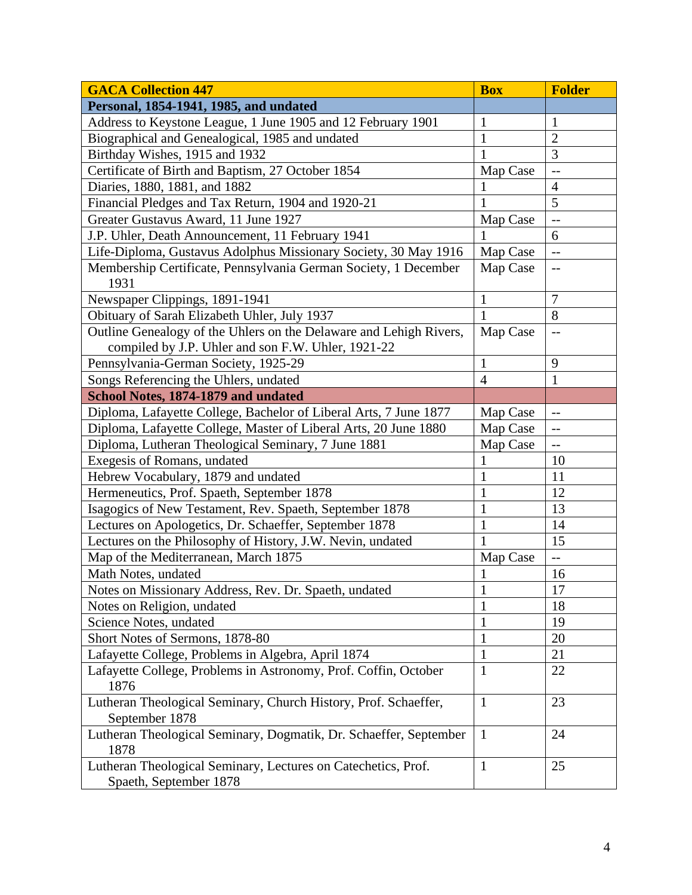| GACA Collection 447 | Box | Folder |
|---|---|---|
| **Personal, 1854-1941, 1985, and undated** | | |
| Address to Keystone League, 1 June 1905 and 12 February 1901 | 1 | 1 |
| Biographical and Genealogical, 1985 and undated | 1 | 2 |
| Birthday Wishes, 1915 and 1932 | 1 | 3 |
| Certificate of Birth and Baptism, 27 October 1854 | Map Case | -- |
| Diaries, 1880, 1881, and 1882 | 1 | 4 |
| Financial Pledges and Tax Return, 1904 and 1920-21 | 1 | 5 |
| Greater Gustavus Award, 11 June 1927 | Map Case | -- |
| J.P. Uhler, Death Announcement, 11 February 1941 | 1 | 6 |
| Life-Diploma, Gustavus Adolphus Missionary Society, 30 May 1916 | Map Case | -- |
| Membership Certificate, Pennsylvania German Society, 1 December 1931 | Map Case | -- |
| Newspaper Clippings, 1891-1941 | 1 | 7 |
| Obituary of Sarah Elizabeth Uhler, July 1937 | 1 | 8 |
| Outline Genealogy of the Uhlers on the Delaware and Lehigh Rivers, compiled by J.P. Uhler and son F.W. Uhler, 1921-22 | Map Case | -- |
| Pennsylvania-German Society, 1925-29 | 1 | 9 |
| Songs Referencing the Uhlers, undated | 4 | 1 |
| **School Notes, 1874-1879 and undated** | | |
| Diploma, Lafayette College, Bachelor of Liberal Arts, 7 June 1877 | Map Case | -- |
| Diploma, Lafayette College, Master of Liberal Arts, 20 June 1880 | Map Case | -- |
| Diploma, Lutheran Theological Seminary, 7 June 1881 | Map Case | -- |
| Exegesis of Romans, undated | 1 | 10 |
| Hebrew Vocabulary, 1879 and undated | 1 | 11 |
| Hermeneutics, Prof. Spaeth, September 1878 | 1 | 12 |
| Isagogics of New Testament, Rev. Spaeth, September 1878 | 1 | 13 |
| Lectures on Apologetics, Dr. Schaeffer, September 1878 | 1 | 14 |
| Lectures on the Philosophy of History, J.W. Nevin, undated | 1 | 15 |
| Map of the Mediterranean, March 1875 | Map Case | -- |
| Math Notes, undated | 1 | 16 |
| Notes on Missionary Address, Rev. Dr. Spaeth, undated | 1 | 17 |
| Notes on Religion, undated | 1 | 18 |
| Science Notes, undated | 1 | 19 |
| Short Notes of Sermons, 1878-80 | 1 | 20 |
| Lafayette College, Problems in Algebra, April 1874 | 1 | 21 |
| Lafayette College, Problems in Astronomy, Prof. Coffin, October 1876 | 1 | 22 |
| Lutheran Theological Seminary, Church History, Prof. Schaeffer, September 1878 | 1 | 23 |
| Lutheran Theological Seminary, Dogmatik, Dr. Schaeffer, September 1878 | 1 | 24 |
| Lutheran Theological Seminary, Lectures on Catechetics, Prof. Spaeth, September 1878 | 1 | 25 |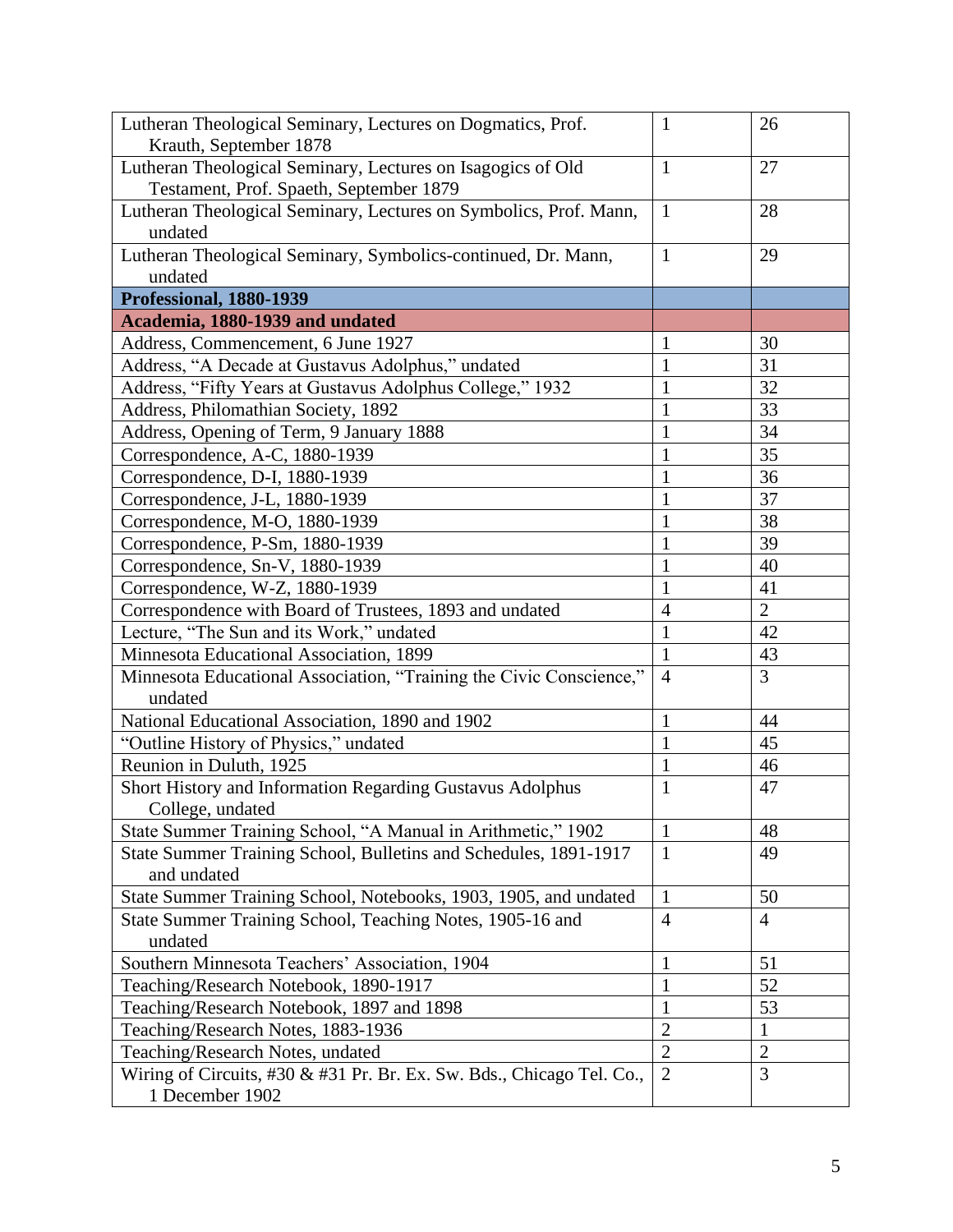| | | |
|---|---|---|
| Lutheran Theological Seminary, Lectures on Dogmatics, Prof. Krauth, September 1878 | 1 | 26 |
| Lutheran Theological Seminary, Lectures on Isagogics of Old Testament, Prof. Spaeth, September 1879 | 1 | 27 |
| Lutheran Theological Seminary, Lectures on Symbolics, Prof. Mann, undated | 1 | 28 |
| Lutheran Theological Seminary, Symbolics-continued, Dr. Mann, undated | 1 | 29 |
| **Professional, 1880-1939** | | |
| **Academia, 1880-1939 and undated** | | |
| Address, Commencement, 6 June 1927 | 1 | 30 |
| Address, "A Decade at Gustavus Adolphus," undated | 1 | 31 |
| Address, "Fifty Years at Gustavus Adolphus College," 1932 | 1 | 32 |
| Address, Philomathian Society, 1892 | 1 | 33 |
| Address, Opening of Term, 9 January 1888 | 1 | 34 |
| Correspondence, A-C, 1880-1939 | 1 | 35 |
| Correspondence, D-I, 1880-1939 | 1 | 36 |
| Correspondence, J-L, 1880-1939 | 1 | 37 |
| Correspondence, M-O, 1880-1939 | 1 | 38 |
| Correspondence, P-Sm, 1880-1939 | 1 | 39 |
| Correspondence, Sn-V, 1880-1939 | 1 | 40 |
| Correspondence, W-Z, 1880-1939 | 1 | 41 |
| Correspondence with Board of Trustees, 1893 and undated | 4 | 2 |
| Lecture, "The Sun and its Work," undated | 1 | 42 |
| Minnesota Educational Association, 1899 | 1 | 43 |
| Minnesota Educational Association, "Training the Civic Conscience," undated | 4 | 3 |
| National Educational Association, 1890 and 1902 | 1 | 44 |
| "Outline History of Physics," undated | 1 | 45 |
| Reunion in Duluth, 1925 | 1 | 46 |
| Short History and Information Regarding Gustavus Adolphus College, undated | 1 | 47 |
| State Summer Training School, "A Manual in Arithmetic," 1902 | 1 | 48 |
| State Summer Training School, Bulletins and Schedules, 1891-1917 and undated | 1 | 49 |
| State Summer Training School, Notebooks, 1903, 1905, and undated | 1 | 50 |
| State Summer Training School, Teaching Notes, 1905-16 and undated | 4 | 4 |
| Southern Minnesota Teachers' Association, 1904 | 1 | 51 |
| Teaching/Research Notebook, 1890-1917 | 1 | 52 |
| Teaching/Research Notebook, 1897 and 1898 | 1 | 53 |
| Teaching/Research Notes, 1883-1936 | 2 | 1 |
| Teaching/Research Notes, undated | 2 | 2 |
| Wiring of Circuits, #30 & #31 Pr. Br. Ex. Sw. Bds., Chicago Tel. Co., 1 December 1902 | 2 | 3 |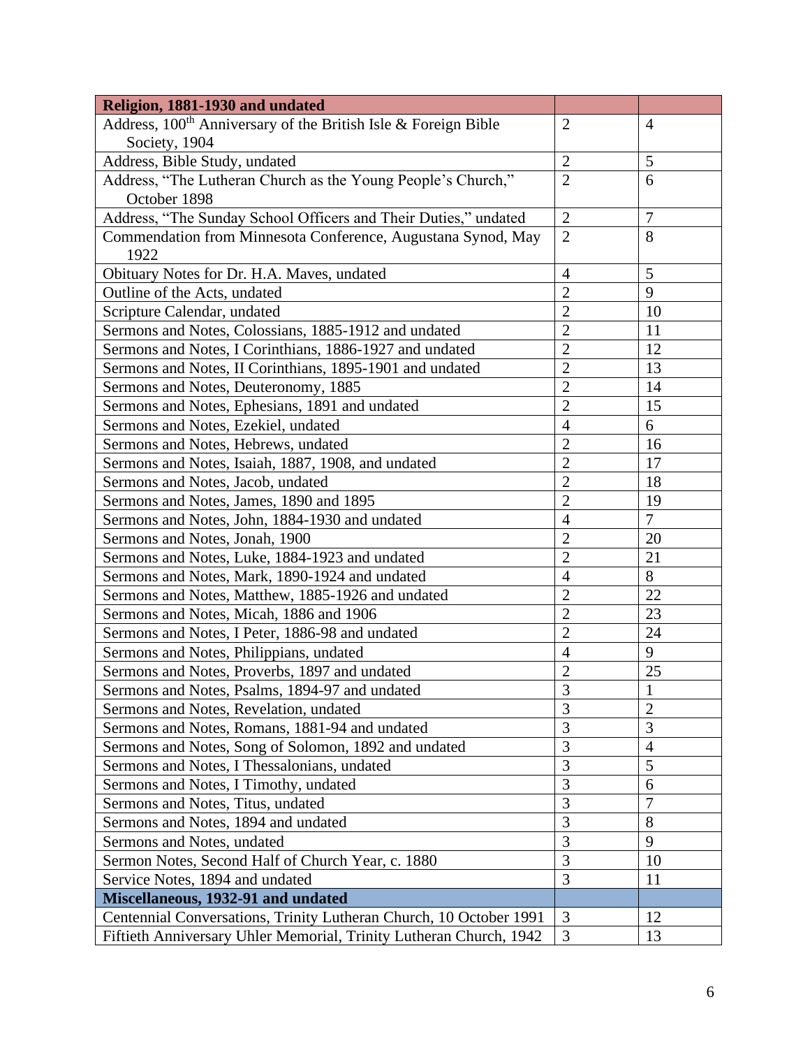| Religion, 1881-1930 and undated | | |
|---|---|---|
| Address, 100th Anniversary of the British Isle & Foreign Bible Society, 1904 | 2 | 4 |
| Address, Bible Study, undated | 2 | 5 |
| Address, "The Lutheran Church as the Young People's Church," October 1898 | 2 | 6 |
| Address, "The Sunday School Officers and Their Duties," undated | 2 | 7 |
| Commendation from Minnesota Conference, Augustana Synod, May 1922 | 2 | 8 |
| Obituary Notes for Dr. H.A. Maves, undated | 4 | 5 |
| Outline of the Acts, undated | 2 | 9 |
| Scripture Calendar, undated | 2 | 10 |
| Sermons and Notes, Colossians, 1885-1912 and undated | 2 | 11 |
| Sermons and Notes, I Corinthians, 1886-1927 and undated | 2 | 12 |
| Sermons and Notes, II Corinthians, 1895-1901 and undated | 2 | 13 |
| Sermons and Notes, Deuteronomy, 1885 | 2 | 14 |
| Sermons and Notes, Ephesians, 1891 and undated | 2 | 15 |
| Sermons and Notes, Ezekiel, undated | 4 | 6 |
| Sermons and Notes, Hebrews, undated | 2 | 16 |
| Sermons and Notes, Isaiah, 1887, 1908, and undated | 2 | 17 |
| Sermons and Notes, Jacob, undated | 2 | 18 |
| Sermons and Notes, James, 1890 and 1895 | 2 | 19 |
| Sermons and Notes, John, 1884-1930 and undated | 4 | 7 |
| Sermons and Notes, Jonah, 1900 | 2 | 20 |
| Sermons and Notes, Luke, 1884-1923 and undated | 2 | 21 |
| Sermons and Notes, Mark, 1890-1924 and undated | 4 | 8 |
| Sermons and Notes, Matthew, 1885-1926 and undated | 2 | 22 |
| Sermons and Notes, Micah, 1886 and 1906 | 2 | 23 |
| Sermons and Notes, I Peter, 1886-98 and undated | 2 | 24 |
| Sermons and Notes, Philippians, undated | 4 | 9 |
| Sermons and Notes, Proverbs, 1897 and undated | 2 | 25 |
| Sermons and Notes, Psalms, 1894-97 and undated | 3 | 1 |
| Sermons and Notes, Revelation, undated | 3 | 2 |
| Sermons and Notes, Romans, 1881-94 and undated | 3 | 3 |
| Sermons and Notes, Song of Solomon, 1892 and undated | 3 | 4 |
| Sermons and Notes, I Thessalonians, undated | 3 | 5 |
| Sermons and Notes, I Timothy, undated | 3 | 6 |
| Sermons and Notes, Titus, undated | 3 | 7 |
| Sermons and Notes, 1894 and undated | 3 | 8 |
| Sermons and Notes, undated | 3 | 9 |
| Sermon Notes, Second Half of Church Year, c. 1880 | 3 | 10 |
| Service Notes, 1894 and undated | 3 | 11 |
| **Miscellaneous, 1932-91 and undated** | | |
| Centennial Conversations, Trinity Lutheran Church, 10 October 1991 | 3 | 12 |
| Fiftieth Anniversary Uhler Memorial, Trinity Lutheran Church, 1942 | 3 | 13 |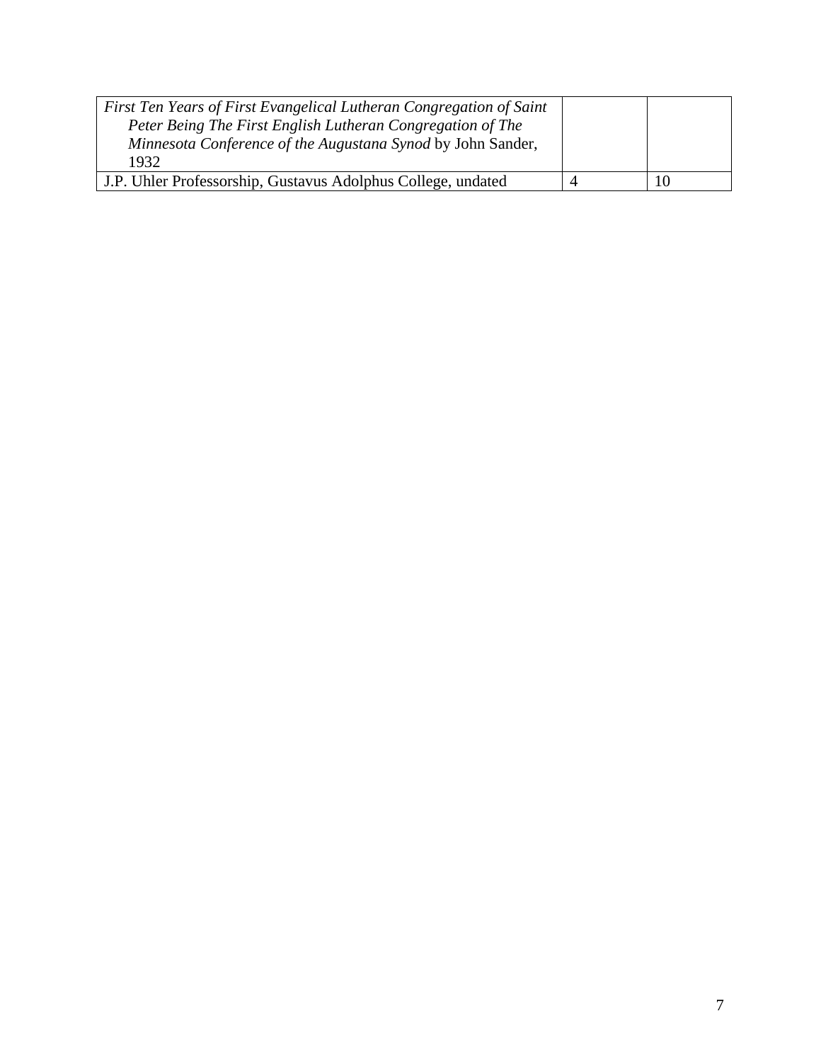| | | |
|---|---|---|
| *First Ten Years of First Evangelical Lutheran Congregation of Saint Peter Being The First English Lutheran Congregation of The Minnesota Conference of the Augustana Synod* by John Sander, 1932 | | |
| J.P. Uhler Professorship, Gustavus Adolphus College, undated | 4 | 10 |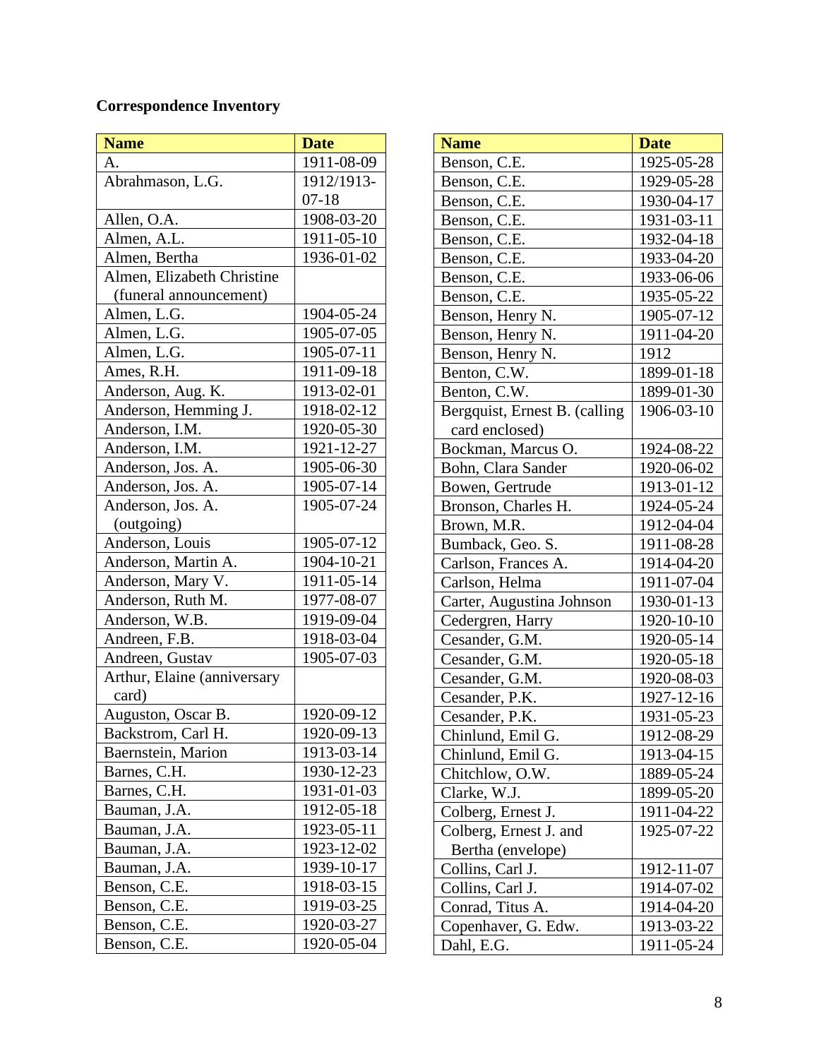**Correspondence Inventory**

| Name | Date |
|---|---|
| A. | 1911-08-09 |
| Abrahmason, L.G. | 1912/1913-07-18 |
| Allen, O.A. | 1908-03-20 |
| Almen, A.L. | 1911-05-10 |
| Almen, Bertha | 1936-01-02 |
| Almen, Elizabeth Christine (funeral announcement) | |
| Almen, L.G. | 1904-05-24 |
| Almen, L.G. | 1905-07-05 |
| Almen, L.G. | 1905-07-11 |
| Ames, R.H. | 1911-09-18 |
| Anderson, Aug. K. | 1913-02-01 |
| Anderson, Hemming J. | 1918-02-12 |
| Anderson, I.M. | 1920-05-30 |
| Anderson, I.M. | 1921-12-27 |
| Anderson, Jos. A. | 1905-06-30 |
| Anderson, Jos. A. | 1905-07-14 |
| Anderson, Jos. A. (outgoing) | 1905-07-24 |
| Anderson, Louis | 1905-07-12 |
| Anderson, Martin A. | 1904-10-21 |
| Anderson, Mary V. | 1911-05-14 |
| Anderson, Ruth M. | 1977-08-07 |
| Anderson, W.B. | 1919-09-04 |
| Andreen, F.B. | 1918-03-04 |
| Andreen, Gustav | 1905-07-03 |
| Arthur, Elaine (anniversary card) | |
| Auguston, Oscar B. | 1920-09-12 |
| Backstrom, Carl H. | 1920-09-13 |
| Baernstein, Marion | 1913-03-14 |
| Barnes, C.H. | 1930-12-23 |
| Barnes, C.H. | 1931-01-03 |
| Bauman, J.A. | 1912-05-18 |
| Bauman, J.A. | 1923-05-11 |
| Bauman, J.A. | 1923-12-02 |
| Bauman, J.A. | 1939-10-17 |
| Benson, C.E. | 1918-03-15 |
| Benson, C.E. | 1919-03-25 |
| Benson, C.E. | 1920-03-27 |
| Benson, C.E. | 1920-05-04 |
| Benson, C.E. | 1925-05-28 |
| Benson, C.E. | 1929-05-28 |
| Benson, C.E. | 1930-04-17 |
| Benson, C.E. | 1931-03-11 |
| Benson, C.E. | 1932-04-18 |
| Benson, C.E. | 1933-04-20 |
| Benson, C.E. | 1933-06-06 |
| Benson, C.E. | 1935-05-22 |
| Benson, Henry N. | 1905-07-12 |
| Benson, Henry N. | 1911-04-20 |
| Benson, Henry N. | 1912 |
| Benton, C.W. | 1899-01-18 |
| Benton, C.W. | 1899-01-30 |
| Bergquist, Ernest B. (calling card enclosed) | 1906-03-10 |
| Bockman, Marcus O. | 1924-08-22 |
| Bohn, Clara Sander | 1920-06-02 |
| Bowen, Gertrude | 1913-01-12 |
| Bronson, Charles H. | 1924-05-24 |
| Brown, M.R. | 1912-04-04 |
| Bumback, Geo. S. | 1911-08-28 |
| Carlson, Frances A. | 1914-04-20 |
| Carlson, Helma | 1911-07-04 |
| Carter, Augustina Johnson | 1930-01-13 |
| Cedergren, Harry | 1920-10-10 |
| Cesander, G.M. | 1920-05-14 |
| Cesander, G.M. | 1920-05-18 |
| Cesander, G.M. | 1920-08-03 |
| Cesander, P.K. | 1927-12-16 |
| Cesander, P.K. | 1931-05-23 |
| Chinlund, Emil G. | 1912-08-29 |
| Chinlund, Emil G. | 1913-04-15 |
| Chitchlow, O.W. | 1889-05-24 |
| Clarke, W.J. | 1899-05-20 |
| Colberg, Ernest J. | 1911-04-22 |
| Colberg, Ernest J. and Bertha (envelope) | 1925-07-22 |
| Collins, Carl J. | 1912-11-07 |
| Collins, Carl J. | 1914-07-02 |
| Conrad, Titus A. | 1914-04-20 |
| Copenhaver, G. Edw. | 1913-03-22 |
| Dahl, E.G. | 1911-05-24 |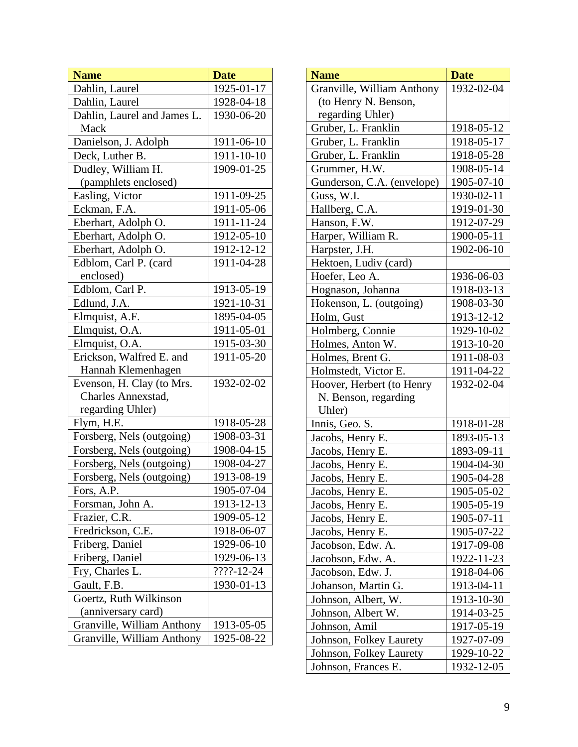| Name | Date |
|---|---|
| Dahlin, Laurel | 1925-01-17 |
| Dahlin, Laurel | 1928-04-18 |
| Dahlin, Laurel and James L. Mack | 1930-06-20 |
| Danielson, J. Adolph | 1911-06-10 |
| Deck, Luther B. | 1911-10-10 |
| Dudley, William H. (pamphlets enclosed) | 1909-01-25 |
| Easling, Victor | 1911-09-25 |
| Eckman, F.A. | 1911-05-06 |
| Eberhart, Adolph O. | 1911-11-24 |
| Eberhart, Adolph O. | 1912-05-10 |
| Eberhart, Adolph O. | 1912-12-12 |
| Edblom, Carl P. (card enclosed) | 1911-04-28 |
| Edblom, Carl P. | 1913-05-19 |
| Edlund, J.A. | 1921-10-31 |
| Elmquist, A.F. | 1895-04-05 |
| Elmquist, O.A. | 1911-05-01 |
| Elmquist, O.A. | 1915-03-30 |
| Erickson, Walfred E. and Hannah Klemenhagen | 1911-05-20 |
| Evenson, H. Clay (to Mrs. Charles Annexstad, regarding Uhler) | 1932-02-02 |
| Flym, H.E. | 1918-05-28 |
| Forsberg, Nels (outgoing) | 1908-03-31 |
| Forsberg, Nels (outgoing) | 1908-04-15 |
| Forsberg, Nels (outgoing) | 1908-04-27 |
| Forsberg, Nels (outgoing) | 1913-08-19 |
| Fors, A.P. | 1905-07-04 |
| Forsman, John A. | 1913-12-13 |
| Frazier, C.R. | 1909-05-12 |
| Fredrickson, C.E. | 1918-06-07 |
| Friberg, Daniel | 1929-06-10 |
| Friberg, Daniel | 1929-06-13 |
| Fry, Charles L. | ????-12-24 |
| Gault, F.B. | 1930-01-13 |
| Goertz, Ruth Wilkinson (anniversary card) | |
| Granville, William Anthony | 1913-05-05 |
| Granville, William Anthony | 1925-08-22 |

| Name | Date |
|---|---|
| Granville, William Anthony (to Henry N. Benson, regarding Uhler) | 1932-02-04 |
| Gruber, L. Franklin | 1918-05-12 |
| Gruber, L. Franklin | 1918-05-17 |
| Gruber, L. Franklin | 1918-05-28 |
| Grummer, H.W. | 1908-05-14 |
| Gunderson, C.A. (envelope) | 1905-07-10 |
| Guss, W.I. | 1930-02-11 |
| Hallberg, C.A. | 1919-01-30 |
| Hanson, F.W. | 1912-07-29 |
| Harper, William R. | 1900-05-11 |
| Harpster, J.H. | 1902-06-10 |
| Hektoen, Ludiv (card) | |
| Hoefer, Leo A. | 1936-06-03 |
| Hognason, Johanna | 1918-03-13 |
| Hokenson, L. (outgoing) | 1908-03-30 |
| Holm, Gust | 1913-12-12 |
| Holmberg, Connie | 1929-10-02 |
| Holmes, Anton W. | 1913-10-20 |
| Holmes, Brent G. | 1911-08-03 |
| Holmstedt, Victor E. | 1911-04-22 |
| Hoover, Herbert (to Henry N. Benson, regarding Uhler) | 1932-02-04 |
| Innis, Geo. S. | 1918-01-28 |
| Jacobs, Henry E. | 1893-05-13 |
| Jacobs, Henry E. | 1893-09-11 |
| Jacobs, Henry E. | 1904-04-30 |
| Jacobs, Henry E. | 1905-04-28 |
| Jacobs, Henry E. | 1905-05-02 |
| Jacobs, Henry E. | 1905-05-19 |
| Jacobs, Henry E. | 1905-07-11 |
| Jacobs, Henry E. | 1905-07-22 |
| Jacobson, Edw. A. | 1917-09-08 |
| Jacobson, Edw. A. | 1922-11-23 |
| Jacobson, Edw. J. | 1918-04-06 |
| Johanson, Martin G. | 1913-04-11 |
| Johnson, Albert, W. | 1913-10-30 |
| Johnson, Albert W. | 1914-03-25 |
| Johnson, Amil | 1917-05-19 |
| Johnson, Folkey Laurety | 1927-07-09 |
| Johnson, Folkey Laurety | 1929-10-22 |
| Johnson, Frances E. | 1932-12-05 |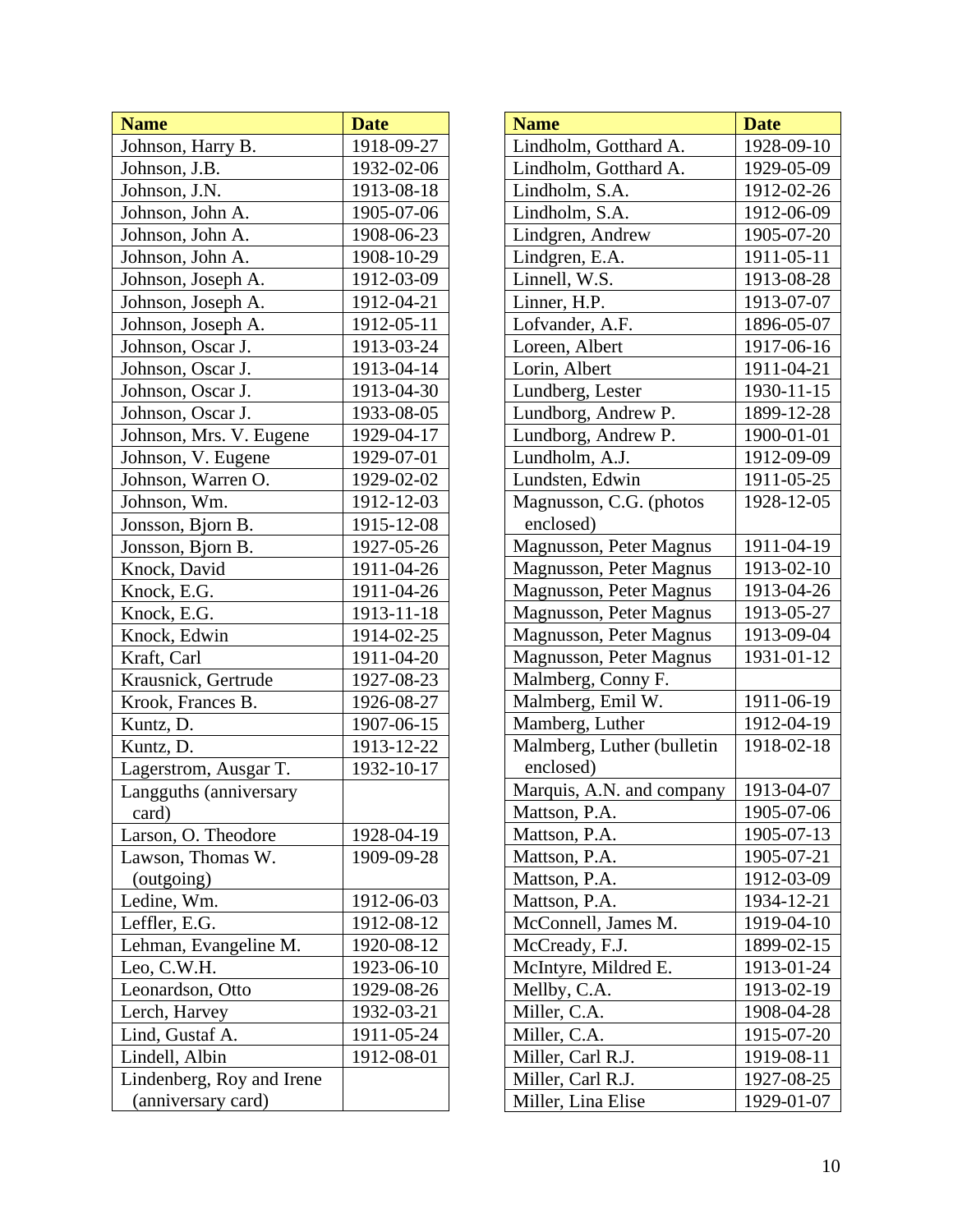| Name | Date |
|---|---|
| Johnson, Harry B. | 1918-09-27 |
| Johnson, J.B. | 1932-02-06 |
| Johnson, J.N. | 1913-08-18 |
| Johnson, John A. | 1905-07-06 |
| Johnson, John A. | 1908-06-23 |
| Johnson, John A. | 1908-10-29 |
| Johnson, Joseph A. | 1912-03-09 |
| Johnson, Joseph A. | 1912-04-21 |
| Johnson, Joseph A. | 1912-05-11 |
| Johnson, Oscar J. | 1913-03-24 |
| Johnson, Oscar J. | 1913-04-14 |
| Johnson, Oscar J. | 1913-04-30 |
| Johnson, Oscar J. | 1933-08-05 |
| Johnson, Mrs. V. Eugene | 1929-04-17 |
| Johnson, V. Eugene | 1929-07-01 |
| Johnson, Warren O. | 1929-02-02 |
| Johnson, Wm. | 1912-12-03 |
| Jonsson, Bjorn B. | 1915-12-08 |
| Jonsson, Bjorn B. | 1927-05-26 |
| Knock, David | 1911-04-26 |
| Knock, E.G. | 1911-04-26 |
| Knock, E.G. | 1913-11-18 |
| Knock, Edwin | 1914-02-25 |
| Kraft, Carl | 1911-04-20 |
| Krausnick, Gertrude | 1927-08-23 |
| Krook, Frances B. | 1926-08-27 |
| Kuntz, D. | 1907-06-15 |
| Kuntz, D. | 1913-12-22 |
| Lagerstrom, Ausgar T. | 1932-10-17 |
| Langguths (anniversary card) | |
| Larson, O. Theodore | 1928-04-19 |
| Lawson, Thomas W. (outgoing) | 1909-09-28 |
| Ledine, Wm. | 1912-06-03 |
| Leffler, E.G. | 1912-08-12 |
| Lehman, Evangeline M. | 1920-08-12 |
| Leo, C.W.H. | 1923-06-10 |
| Leonardson, Otto | 1929-08-26 |
| Lerch, Harvey | 1932-03-21 |
| Lind, Gustaf A. | 1911-05-24 |
| Lindell, Albin | 1912-08-01 |
| Lindenberg, Roy and Irene (anniversary card) | |
| Lindholm, Gotthard A. | 1928-09-10 |
| Lindholm, Gotthard A. | 1929-05-09 |
| Lindholm, S.A. | 1912-02-26 |
| Lindholm, S.A. | 1912-06-09 |
| Lindgren, Andrew | 1905-07-20 |
| Lindgren, E.A. | 1911-05-11 |
| Linnell, W.S. | 1913-08-28 |
| Linner, H.P. | 1913-07-07 |
| Lofvander, A.F. | 1896-05-07 |
| Loreen, Albert | 1917-06-16 |
| Lorin, Albert | 1911-04-21 |
| Lundberg, Lester | 1930-11-15 |
| Lundborg, Andrew P. | 1899-12-28 |
| Lundborg, Andrew P. | 1900-01-01 |
| Lundholm, A.J. | 1912-09-09 |
| Lundsten, Edwin | 1911-05-25 |
| Magnusson, C.G. (photos enclosed) | 1928-12-05 |
| Magnusson, Peter Magnus | 1911-04-19 |
| Magnusson, Peter Magnus | 1913-02-10 |
| Magnusson, Peter Magnus | 1913-04-26 |
| Magnusson, Peter Magnus | 1913-05-27 |
| Magnusson, Peter Magnus | 1913-09-04 |
| Magnusson, Peter Magnus | 1931-01-12 |
| Malmberg, Conny F. | |
| Malmberg, Emil W. | 1911-06-19 |
| Mamberg, Luther | 1912-04-19 |
| Malmberg, Luther (bulletin enclosed) | 1918-02-18 |
| Marquis, A.N. and company | 1913-04-07 |
| Mattson, P.A. | 1905-07-06 |
| Mattson, P.A. | 1905-07-13 |
| Mattson, P.A. | 1905-07-21 |
| Mattson, P.A. | 1912-03-09 |
| Mattson, P.A. | 1934-12-21 |
| McConnell, James M. | 1919-04-10 |
| McCready, F.J. | 1899-02-15 |
| McIntyre, Mildred E. | 1913-01-24 |
| Mellby, C.A. | 1913-02-19 |
| Miller, C.A. | 1908-04-28 |
| Miller, C.A. | 1915-07-20 |
| Miller, Carl R.J. | 1919-08-11 |
| Miller, Carl R.J. | 1927-08-25 |
| Miller, Lina Elise | 1929-01-07 |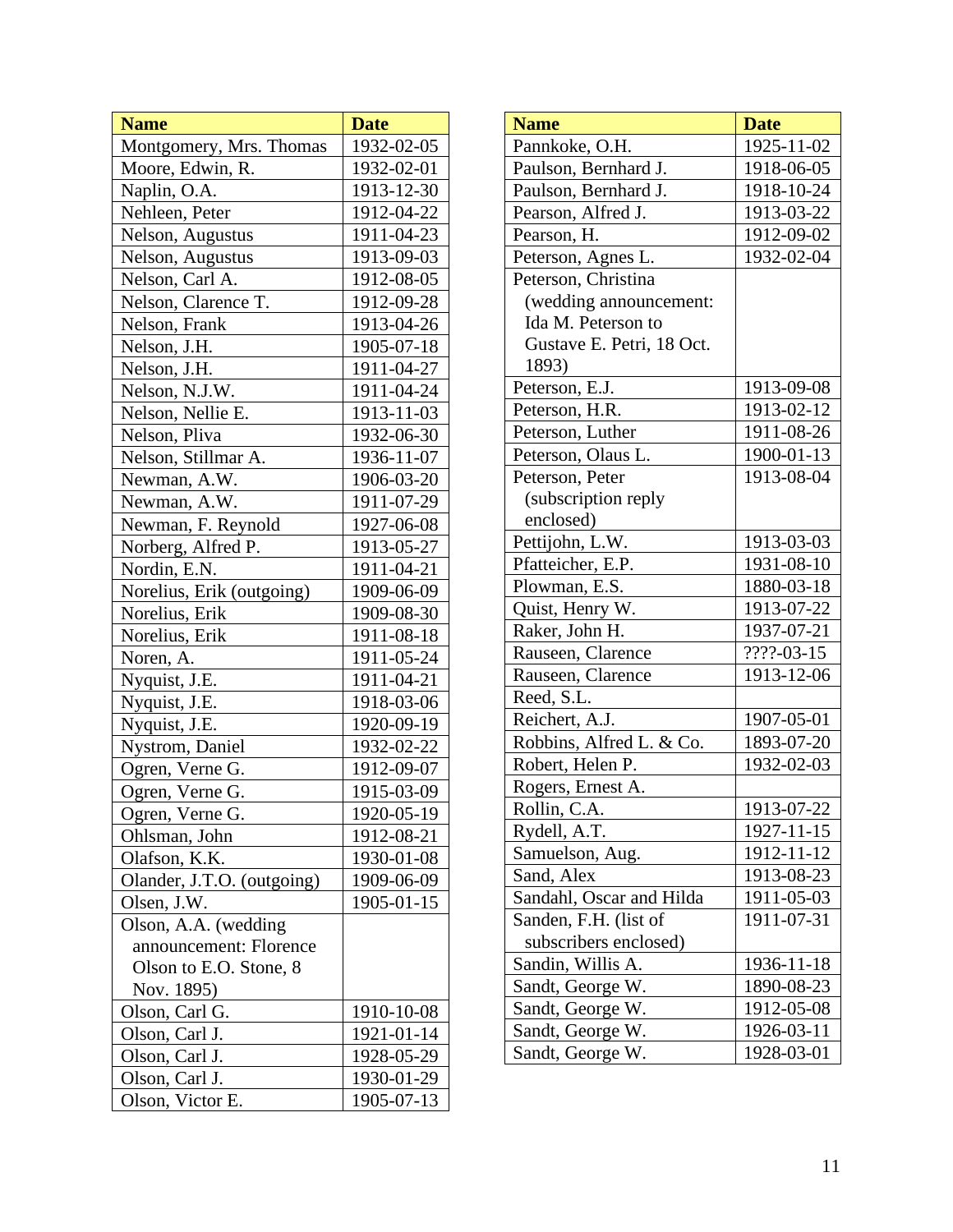| Name | Date |
|---|---|
| Montgomery, Mrs. Thomas | 1932-02-05 |
| Moore, Edwin, R. | 1932-02-01 |
| Naplin, O.A. | 1913-12-30 |
| Nehleen, Peter | 1912-04-22 |
| Nelson, Augustus | 1911-04-23 |
| Nelson, Augustus | 1913-09-03 |
| Nelson, Carl A. | 1912-08-05 |
| Nelson, Clarence T. | 1912-09-28 |
| Nelson, Frank | 1913-04-26 |
| Nelson, J.H. | 1905-07-18 |
| Nelson, J.H. | 1911-04-27 |
| Nelson, N.J.W. | 1911-04-24 |
| Nelson, Nellie E. | 1913-11-03 |
| Nelson, Pliva | 1932-06-30 |
| Nelson, Stillmar A. | 1936-11-07 |
| Newman, A.W. | 1906-03-20 |
| Newman, A.W. | 1911-07-29 |
| Newman, F. Reynold | 1927-06-08 |
| Norberg, Alfred P. | 1913-05-27 |
| Nordin, E.N. | 1911-04-21 |
| Norelius, Erik (outgoing) | 1909-06-09 |
| Norelius, Erik | 1909-08-30 |
| Norelius, Erik | 1911-08-18 |
| Noren, A. | 1911-05-24 |
| Nyquist, J.E. | 1911-04-21 |
| Nyquist, J.E. | 1918-03-06 |
| Nyquist, J.E. | 1920-09-19 |
| Nystrom, Daniel | 1932-02-22 |
| Ogren, Verne G. | 1912-09-07 |
| Ogren, Verne G. | 1915-03-09 |
| Ogren, Verne G. | 1920-05-19 |
| Ohlsman, John | 1912-08-21 |
| Olafson, K.K. | 1930-01-08 |
| Olander, J.T.O. (outgoing) | 1909-06-09 |
| Olsen, J.W. | 1905-01-15 |
| Olson, A.A. (wedding announcement: Florence Olson to E.O. Stone, 8 Nov. 1895) | |
| Olson, Carl G. | 1910-10-08 |
| Olson, Carl J. | 1921-01-14 |
| Olson, Carl J. | 1928-05-29 |
| Olson, Carl J. | 1930-01-29 |
| Olson, Victor E. | 1905-07-13 |

| Name | Date |
|---|---|
| Pannkoke, O.H. | 1925-11-02 |
| Paulson, Bernhard J. | 1918-06-05 |
| Paulson, Bernhard J. | 1918-10-24 |
| Pearson, Alfred J. | 1913-03-22 |
| Pearson, H. | 1912-09-02 |
| Peterson, Agnes L. | 1932-02-04 |
| Peterson, Christina (wedding announcement: Ida M. Peterson to Gustave E. Petri, 18 Oct. 1893) | |
| Peterson, E.J. | 1913-09-08 |
| Peterson, H.R. | 1913-02-12 |
| Peterson, Luther | 1911-08-26 |
| Peterson, Olaus L. | 1900-01-13 |
| Peterson, Peter (subscription reply enclosed) | 1913-08-04 |
| Pettijohn, L.W. | 1913-03-03 |
| Pfatteicher, E.P. | 1931-08-10 |
| Plowman, E.S. | 1880-03-18 |
| Quist, Henry W. | 1913-07-22 |
| Raker, John H. | 1937-07-21 |
| Rauseen, Clarence | ????-03-15 |
| Rauseen, Clarence | 1913-12-06 |
| Reed, S.L. | |
| Reichert, A.J. | 1907-05-01 |
| Robbins, Alfred L. & Co. | 1893-07-20 |
| Robert, Helen P. | 1932-02-03 |
| Rogers, Ernest A. | |
| Rollin, C.A. | 1913-07-22 |
| Rydell, A.T. | 1927-11-15 |
| Samuelson, Aug. | 1912-11-12 |
| Sand, Alex | 1913-08-23 |
| Sandahl, Oscar and Hilda | 1911-05-03 |
| Sanden, F.H. (list of subscribers enclosed) | 1911-07-31 |
| Sandin, Willis A. | 1936-11-18 |
| Sandt, George W. | 1890-08-23 |
| Sandt, George W. | 1912-05-08 |
| Sandt, George W. | 1926-03-11 |
| Sandt, George W. | 1928-03-01 |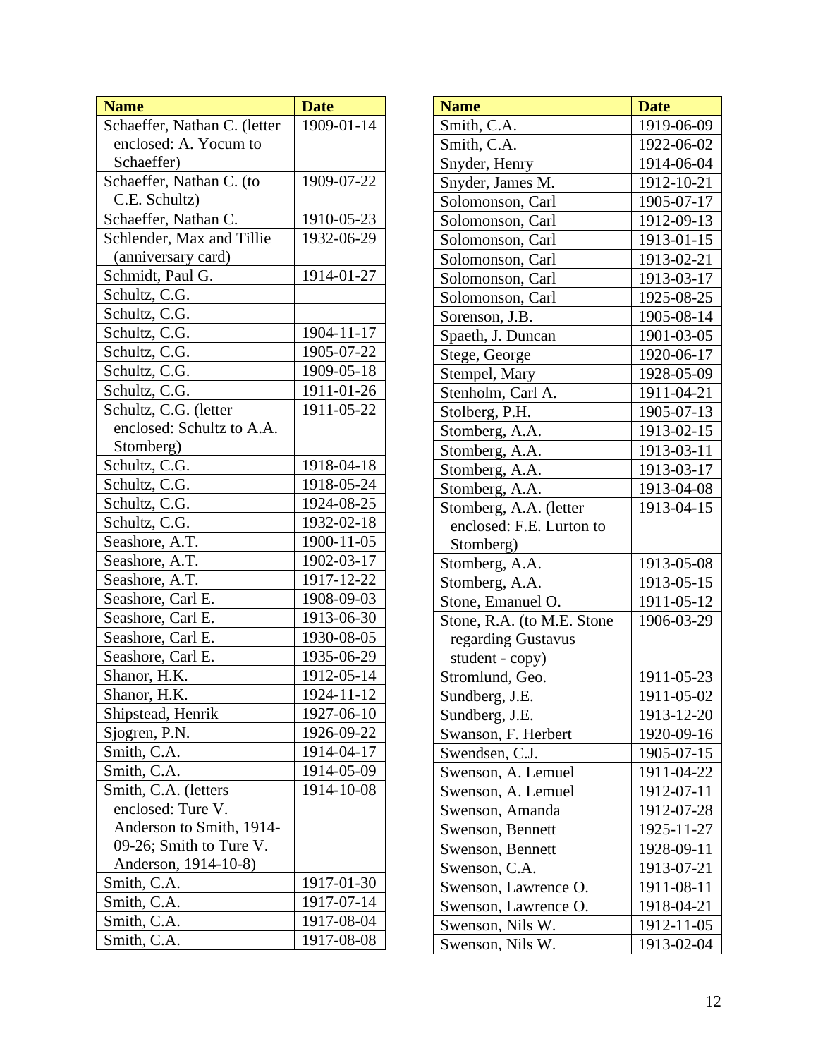| Name | Date |
| --- | --- |
| Schaeffer, Nathan C. (letter enclosed: A. Yocum to Schaeffer) | 1909-01-14 |
| Schaeffer, Nathan C. (to C.E. Schultz) | 1909-07-22 |
| Schaeffer, Nathan C. | 1910-05-23 |
| Schlender, Max and Tillie (anniversary card) | 1932-06-29 |
| Schmidt, Paul G. | 1914-01-27 |
| Schultz, C.G. | |
| Schultz, C.G. | |
| Schultz, C.G. | 1904-11-17 |
| Schultz, C.G. | 1905-07-22 |
| Schultz, C.G. | 1909-05-18 |
| Schultz, C.G. | 1911-01-26 |
| Schultz, C.G. (letter enclosed: Schultz to A.A. Stomberg) | 1911-05-22 |
| Schultz, C.G. | 1918-04-18 |
| Schultz, C.G. | 1918-05-24 |
| Schultz, C.G. | 1924-08-25 |
| Schultz, C.G. | 1932-02-18 |
| Seashore, A.T. | 1900-11-05 |
| Seashore, A.T. | 1902-03-17 |
| Seashore, A.T. | 1917-12-22 |
| Seashore, Carl E. | 1908-09-03 |
| Seashore, Carl E. | 1913-06-30 |
| Seashore, Carl E. | 1930-08-05 |
| Seashore, Carl E. | 1935-06-29 |
| Shanor, H.K. | 1912-05-14 |
| Shanor, H.K. | 1924-11-12 |
| Shipstead, Henrik | 1927-06-10 |
| Sjogren, P.N. | 1926-09-22 |
| Smith, C.A. | 1914-04-17 |
| Smith, C.A. | 1914-05-09 |
| Smith, C.A. (letters enclosed: Ture V. Anderson to Smith, 1914-09-26; Smith to Ture V. Anderson, 1914-10-8) | 1914-10-08 |
| Smith, C.A. | 1917-01-30 |
| Smith, C.A. | 1917-07-14 |
| Smith, C.A. | 1917-08-04 |
| Smith, C.A. | 1917-08-08 |
| Smith, C.A. | 1919-06-09 |
| Smith, C.A. | 1922-06-02 |
| Snyder, Henry | 1914-06-04 |
| Snyder, James M. | 1912-10-21 |
| Solomonson, Carl | 1905-07-17 |
| Solomonson, Carl | 1912-09-13 |
| Solomonson, Carl | 1913-01-15 |
| Solomonson, Carl | 1913-02-21 |
| Solomonson, Carl | 1913-03-17 |
| Solomonson, Carl | 1925-08-25 |
| Sorenson, J.B. | 1905-08-14 |
| Spaeth, J. Duncan | 1901-03-05 |
| Stege, George | 1920-06-17 |
| Stempel, Mary | 1928-05-09 |
| Stenholm, Carl A. | 1911-04-21 |
| Stolberg, P.H. | 1905-07-13 |
| Stomberg, A.A. | 1913-02-15 |
| Stomberg, A.A. | 1913-03-11 |
| Stomberg, A.A. | 1913-03-17 |
| Stomberg, A.A. | 1913-04-08 |
| Stomberg, A.A. (letter enclosed: F.E. Lurton to Stomberg) | 1913-04-15 |
| Stomberg, A.A. | 1913-05-08 |
| Stomberg, A.A. | 1913-05-15 |
| Stone, Emanuel O. | 1911-05-12 |
| Stone, R.A. (to M.E. Stone regarding Gustavus student - copy) | 1906-03-29 |
| Stromlund, Geo. | 1911-05-23 |
| Sundberg, J.E. | 1911-05-02 |
| Sundberg, J.E. | 1913-12-20 |
| Swanson, F. Herbert | 1920-09-16 |
| Swendsen, C.J. | 1905-07-15 |
| Swenson, A. Lemuel | 1911-04-22 |
| Swenson, A. Lemuel | 1912-07-11 |
| Swenson, Amanda | 1912-07-28 |
| Swenson, Bennett | 1925-11-27 |
| Swenson, Bennett | 1928-09-11 |
| Swenson, C.A. | 1913-07-21 |
| Swenson, Lawrence O. | 1911-08-11 |
| Swenson, Lawrence O. | 1918-04-21 |
| Swenson, Nils W. | 1912-11-05 |
| Swenson, Nils W. | 1913-02-04 |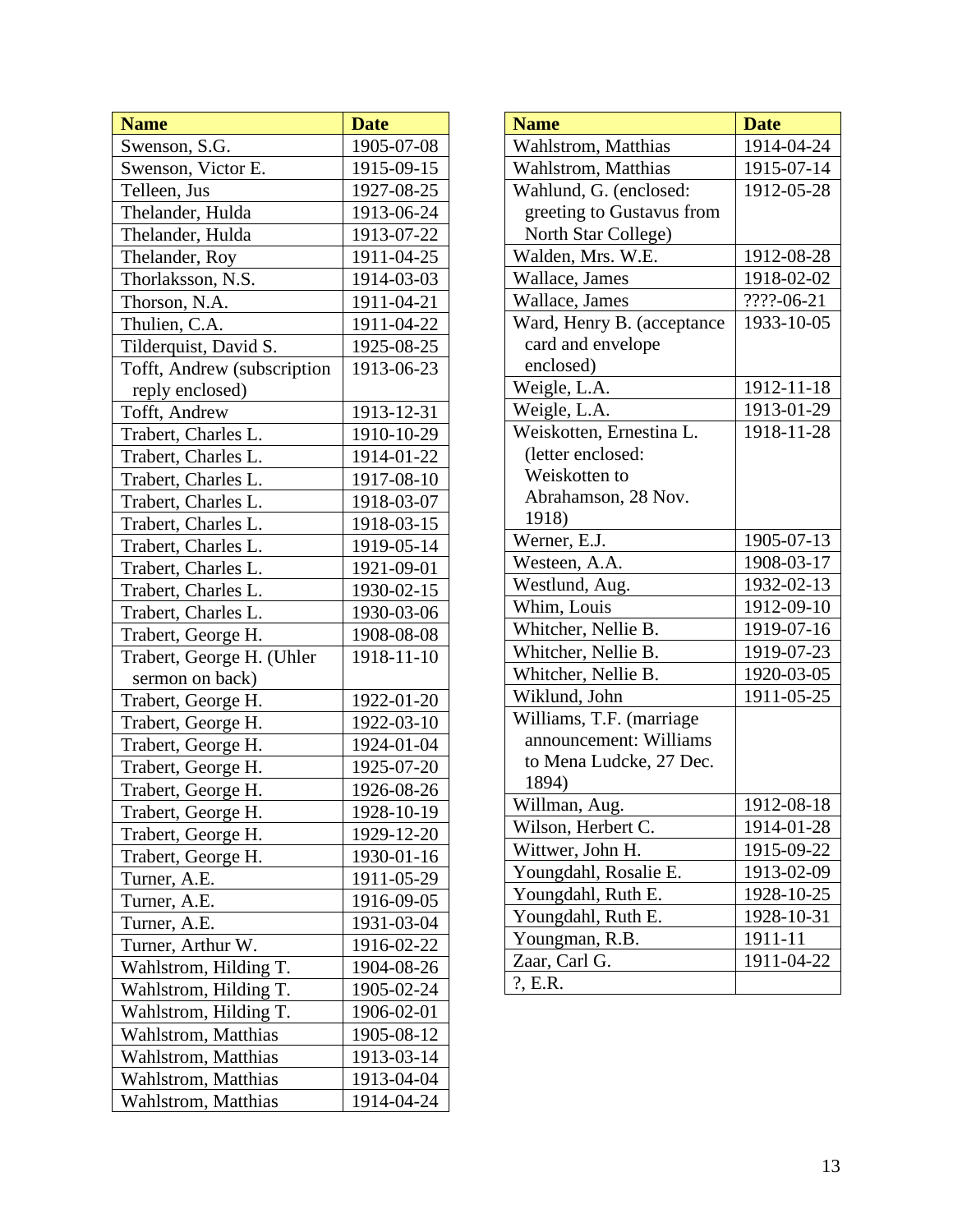| Name | Date |
|---|---|
| Swenson, S.G. | 1905-07-08 |
| Swenson, Victor E. | 1915-09-15 |
| Telleen, Jus | 1927-08-25 |
| Thelander, Hulda | 1913-06-24 |
| Thelander, Hulda | 1913-07-22 |
| Thelander, Roy | 1911-04-25 |
| Thorlaksson, N.S. | 1914-03-03 |
| Thorson, N.A. | 1911-04-21 |
| Thulien, C.A. | 1911-04-22 |
| Tilderquist, David S. | 1925-08-25 |
| Tofft, Andrew (subscription reply enclosed) | 1913-06-23 |
| Tofft, Andrew | 1913-12-31 |
| Trabert, Charles L. | 1910-10-29 |
| Trabert, Charles L. | 1914-01-22 |
| Trabert, Charles L. | 1917-08-10 |
| Trabert, Charles L. | 1918-03-07 |
| Trabert, Charles L. | 1918-03-15 |
| Trabert, Charles L. | 1919-05-14 |
| Trabert, Charles L. | 1921-09-01 |
| Trabert, Charles L. | 1930-02-15 |
| Trabert, Charles L. | 1930-03-06 |
| Trabert, George H. | 1908-08-08 |
| Trabert, George H. (Uhler sermon on back) | 1918-11-10 |
| Trabert, George H. | 1922-01-20 |
| Trabert, George H. | 1922-03-10 |
| Trabert, George H. | 1924-01-04 |
| Trabert, George H. | 1925-07-20 |
| Trabert, George H. | 1926-08-26 |
| Trabert, George H. | 1928-10-19 |
| Trabert, George H. | 1929-12-20 |
| Trabert, George H. | 1930-01-16 |
| Turner, A.E. | 1911-05-29 |
| Turner, A.E. | 1916-09-05 |
| Turner, A.E. | 1931-03-04 |
| Turner, Arthur W. | 1916-02-22 |
| Wahlstrom, Hilding T. | 1904-08-26 |
| Wahlstrom, Hilding T. | 1905-02-24 |
| Wahlstrom, Hilding T. | 1906-02-01 |
| Wahlstrom, Matthias | 1905-08-12 |
| Wahlstrom, Matthias | 1913-03-14 |
| Wahlstrom, Matthias | 1913-04-04 |
| Wahlstrom, Matthias | 1914-04-24 |

| Name | Date |
|---|---|
| Wahlstrom, Matthias | 1914-04-24 |
| Wahlstrom, Matthias | 1915-07-14 |
| Wahlund, G. (enclosed: greeting to Gustavus from North Star College) | 1912-05-28 |
| Walden, Mrs. W.E. | 1912-08-28 |
| Wallace, James | 1918-02-02 |
| Wallace, James | ????-06-21 |
| Ward, Henry B. (acceptance card and envelope enclosed) | 1933-10-05 |
| Weigle, L.A. | 1912-11-18 |
| Weigle, L.A. | 1913-01-29 |
| Weiskotten, Ernestina L. (letter enclosed: Weiskotten to Abrahamson, 28 Nov. 1918) | 1918-11-28 |
| Werner, E.J. | 1905-07-13 |
| Westeen, A.A. | 1908-03-17 |
| Westlund, Aug. | 1932-02-13 |
| Whim, Louis | 1912-09-10 |
| Whitcher, Nellie B. | 1919-07-16 |
| Whitcher, Nellie B. | 1919-07-23 |
| Whitcher, Nellie B. | 1920-03-05 |
| Wiklund, John | 1911-05-25 |
| Williams, T.F. (marriage announcement: Williams to Mena Ludcke, 27 Dec. 1894) | |
| Willman, Aug. | 1912-08-18 |
| Wilson, Herbert C. | 1914-01-28 |
| Wittwer, John H. | 1915-09-22 |
| Youngdahl, Rosalie E. | 1913-02-09 |
| Youngdahl, Ruth E. | 1928-10-25 |
| Youngdahl, Ruth E. | 1928-10-31 |
| Youngman, R.B. | 1911-11 |
| Zaar, Carl G. | 1911-04-22 |
| ?, E.R. | |